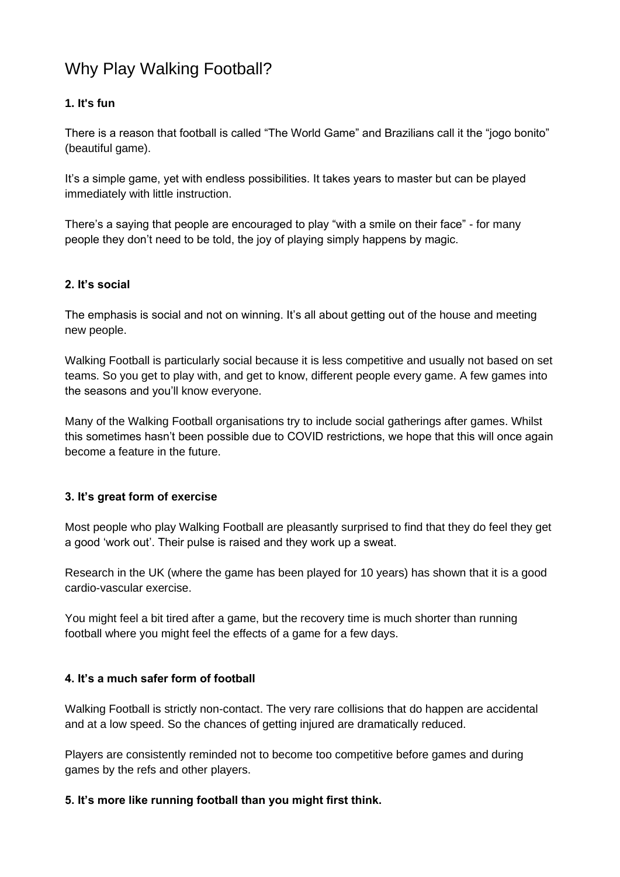# Why Play Walking Football?

**1. It's fun**

There is a reason that football is called “The World Game” and Brazilians call it the “jogo bonito” (beautiful game).

It’s a simple game, yet with endless possibilities. It takes years to master but can be played immediately with little instruction.

There’s a saying that people are encouraged to play “with a smile on their face” - for many people they don’t need to be told, the joy of playing simply happens by magic.

**2. It’s social**

The emphasis is social and not on winning. It’s all about getting out of the house and meeting new people.

Walking Football is particularly social because it is less competitive and usually not based on set teams. So you get to play with, and get to know, different people every game. A few games into the seasons and you’ll know everyone.

Many of the Walking Football organisations try to include social gatherings after games. Whilst this sometimes hasn’t been possible due to COVID restrictions, we hope that this will once again become a feature in the future.

**3. It’s great form of exercise**

Most people who play Walking Football are pleasantly surprised to find that they do feel they get a good ‘work out’. Their pulse is raised and they work up a sweat.

Research in the UK (where the game has been played for 10 years) has shown that it is a good cardio-vascular exercise.

You might feel a bit tired after a game, but the recovery time is much shorter than running football where you might feel the effects of a game for a few days.

**4. It’s a much safer form of football**

Walking Football is strictly non-contact. The very rare collisions that do happen are accidental and at a low speed. So the chances of getting injured are dramatically reduced.

Players are consistently reminded not to become too competitive before games and during games by the refs and other players.

**5. It’s more like running football than you might first think.**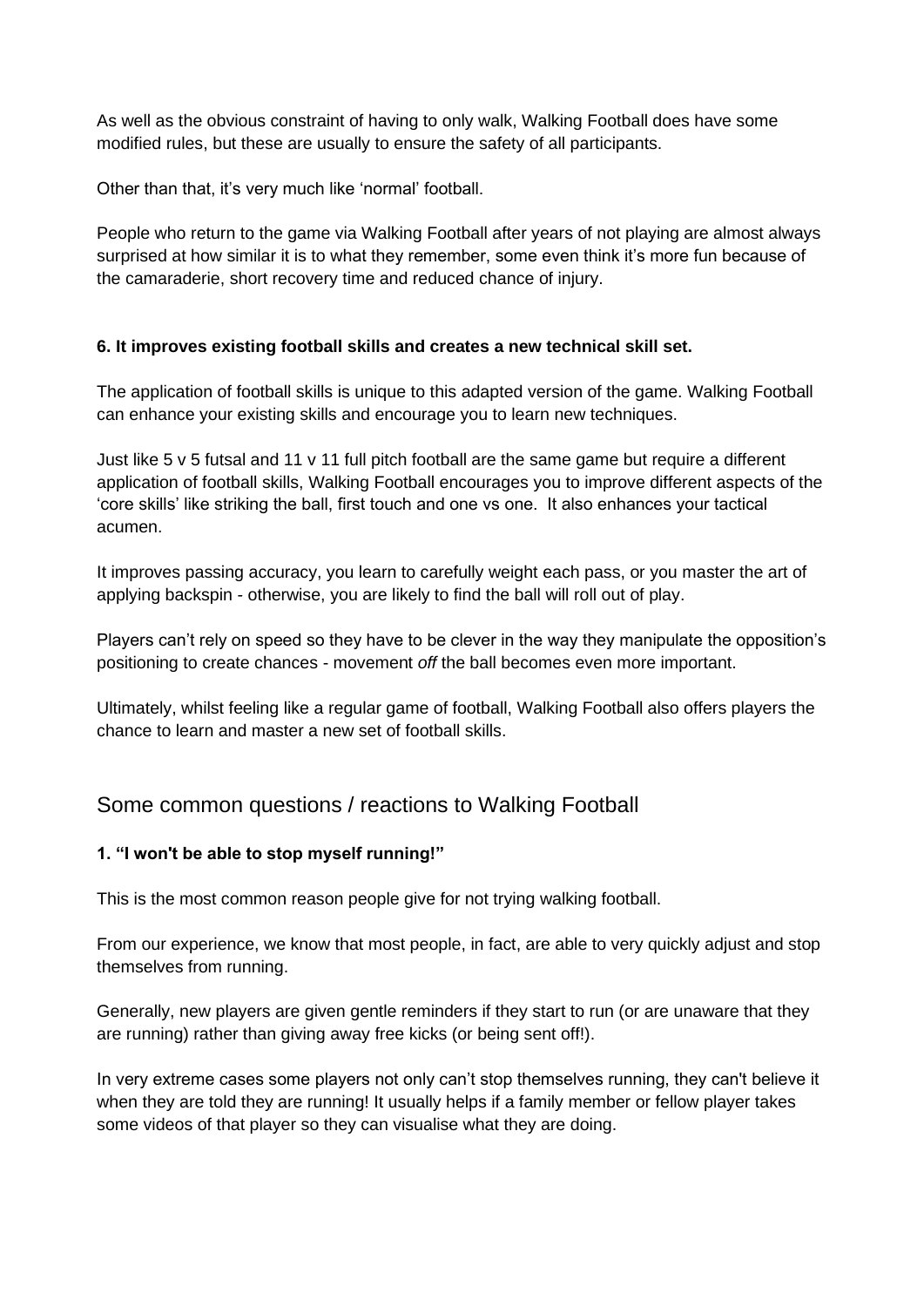As well as the obvious constraint of having to only walk, Walking Football does have some modified rules, but these are usually to ensure the safety of all participants.

Other than that, it's very much like 'normal' football.

People who return to the game via Walking Football after years of not playing are almost always surprised at how similar it is to what they remember, some even think it's more fun because of the camaraderie, short recovery time and reduced chance of injury.

**6. It improves existing football skills and creates a new technical skill set.**

The application of football skills is unique to this adapted version of the game. Walking Football can enhance your existing skills and encourage you to learn new techniques.

Just like 5 v 5 futsal and 11 v 11 full pitch football are the same game but require a different application of football skills, Walking Football encourages you to improve different aspects of the 'core skills' like striking the ball, first touch and one vs one. It also enhances your tactical acumen.

It improves passing accuracy, you learn to carefully weight each pass, or you master the art of applying backspin - otherwise, you are likely to find the ball will roll out of play.

Players can't rely on speed so they have to be clever in the way they manipulate the opposition's positioning to create chances - movement *off* the ball becomes even more important.

Ultimately, whilst feeling like a regular game of football, Walking Football also offers players the chance to learn and master a new set of football skills.

## Some common questions / reactions to Walking Football

**1. "I won't be able to stop myself running!"**

This is the most common reason people give for not trying walking football.

From our experience, we know that most people, in fact, are able to very quickly adjust and stop themselves from running.

Generally, new players are given gentle reminders if they start to run (or are unaware that they are running) rather than giving away free kicks (or being sent off!).

In very extreme cases some players not only can't stop themselves running, they can't believe it when they are told they are running! It usually helps if a family member or fellow player takes some videos of that player so they can visualise what they are doing.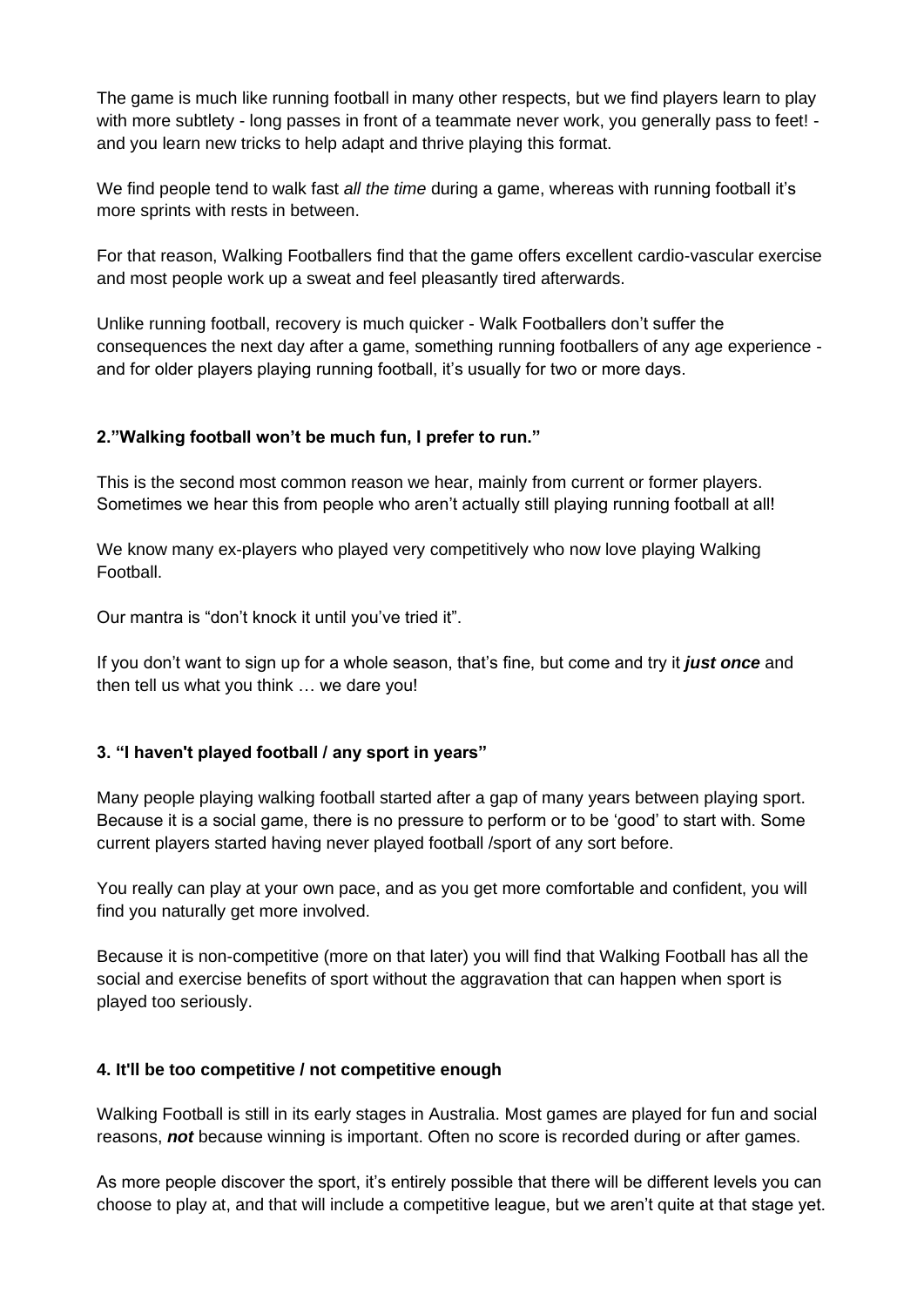The game is much like running football in many other respects, but we find players learn to play with more subtlety - long passes in front of a teammate never work, you generally pass to feet! - and you learn new tricks to help adapt and thrive playing this format.

We find people tend to walk fast *all the time* during a game, whereas with running football it's more sprints with rests in between.

For that reason, Walking Footballers find that the game offers excellent cardio-vascular exercise and most people work up a sweat and feel pleasantly tired afterwards.

Unlike running football, recovery is much quicker - Walk Footballers don't suffer the consequences the next day after a game, something running footballers of any age experience - and for older players playing running football, it's usually for two or more days.

### 2."Walking football won't be much fun, I prefer to run."

This is the second most common reason we hear, mainly from current or former players. Sometimes we hear this from people who aren't actually still playing running football at all!

We know many ex-players who played very competitively who now love playing Walking Football.

Our mantra is "don't knock it until you've tried it".

If you don't want to sign up for a whole season, that's fine, but come and try it ***just once*** and then tell us what you think … we dare you!

### 3. "I haven't played football / any sport in years"

Many people playing walking football started after a gap of many years between playing sport. Because it is a social game, there is no pressure to perform or to be 'good' to start with. Some current players started having never played football /sport of any sort before.

You really can play at your own pace, and as you get more comfortable and confident, you will find you naturally get more involved.

Because it is non-competitive (more on that later) you will find that Walking Football has all the social and exercise benefits of sport without the aggravation that can happen when sport is played too seriously.

### 4. It'll be too competitive / not competitive enough

Walking Football is still in its early stages in Australia. Most games are played for fun and social reasons, ***not*** because winning is important. Often no score is recorded during or after games.

As more people discover the sport, it's entirely possible that there will be different levels you can choose to play at, and that will include a competitive league, but we aren't quite at that stage yet.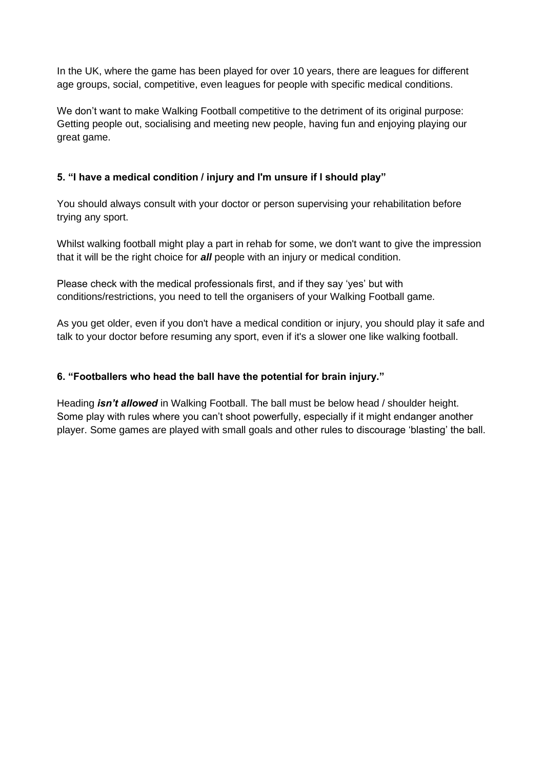In the UK, where the game has been played for over 10 years, there are leagues for different age groups, social, competitive, even leagues for people with specific medical conditions.

We don't want to make Walking Football competitive to the detriment of its original purpose: Getting people out, socialising and meeting new people, having fun and enjoying playing our great game.

**5. "I have a medical condition / injury and I'm unsure if I should play"**

You should always consult with your doctor or person supervising your rehabilitation before trying any sport.

Whilst walking football might play a part in rehab for some, we don't want to give the impression that it will be the right choice for ***all*** people with an injury or medical condition.

Please check with the medical professionals first, and if they say 'yes' but with conditions/restrictions, you need to tell the organisers of your Walking Football game.

As you get older, even if you don't have a medical condition or injury, you should play it safe and talk to your doctor before resuming any sport, even if it's a slower one like walking football.

**6. "Footballers who head the ball have the potential for brain injury."**

Heading ***isn't allowed*** in Walking Football. The ball must be below head / shoulder height. Some play with rules where you can't shoot powerfully, especially if it might endanger another player. Some games are played with small goals and other rules to discourage 'blasting' the ball.